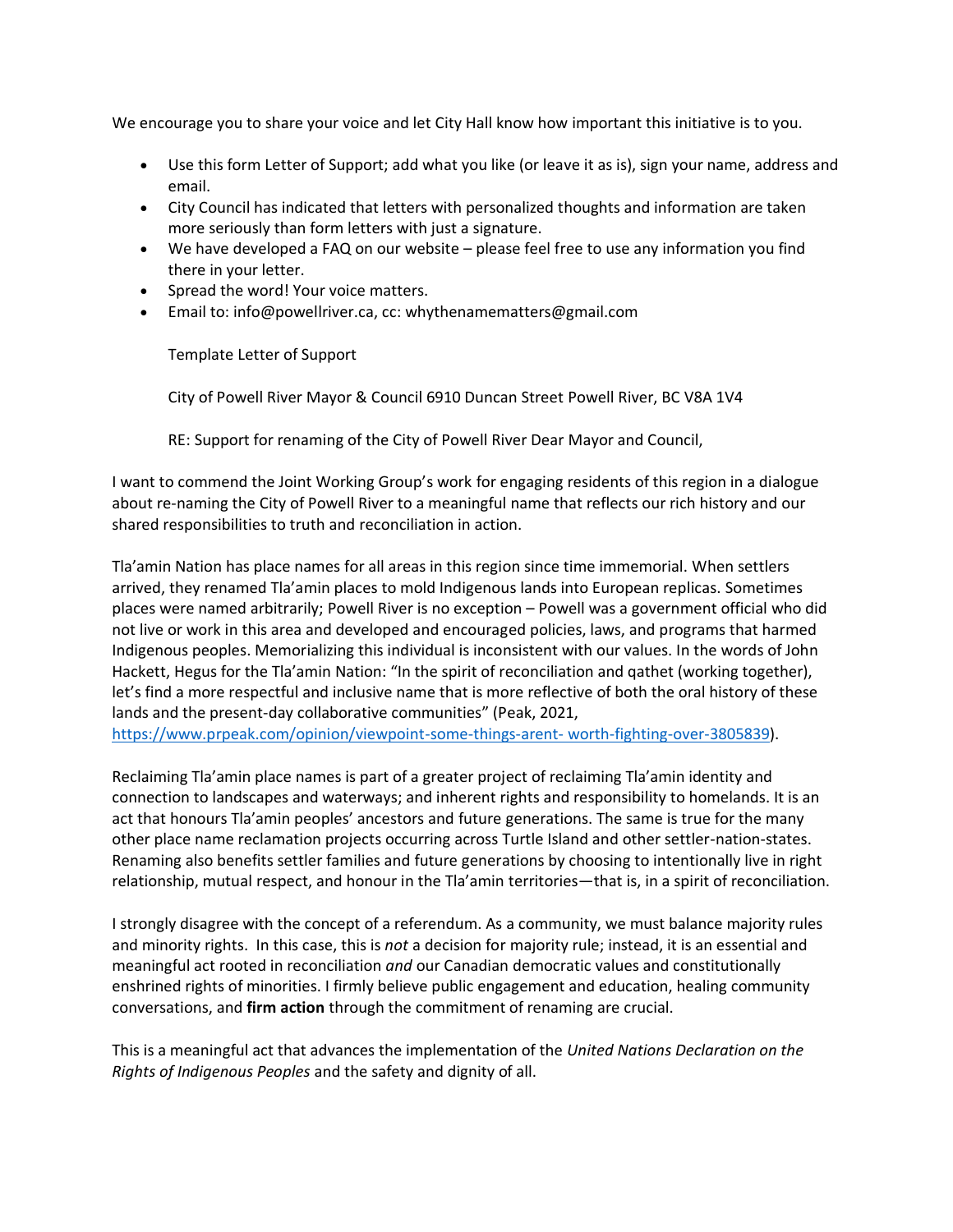We encourage you to share your voice and let City Hall know how important this initiative is to you.

- Use this form Letter of Support; add what you like (or leave it as is), sign your name, address and email.
- City Council has indicated that letters with personalized thoughts and information are taken more seriously than form letters with just a signature.
- We have developed a FAQ on our website – please feel free to use any information you find there in your letter.
- Spread the word! Your voice matters.
- Email to: info@powellriver.ca, cc: whythenamematters@gmail.com

Template Letter of Support

City of Powell River Mayor & Council 6910 Duncan Street Powell River, BC V8A 1V4

RE: Support for renaming of the City of Powell River Dear Mayor and Council,

I want to commend the Joint Working Group's work for engaging residents of this region in a dialogue about re-naming the City of Powell River to a meaningful name that reflects our rich history and our shared responsibilities to truth and reconciliation in action.

Tla'amin Nation has place names for all areas in this region since time immemorial. When settlers arrived, they renamed Tla'amin places to mold Indigenous lands into European replicas. Sometimes places were named arbitrarily; Powell River is no exception – Powell was a government official who did not live or work in this area and developed and encouraged policies, laws, and programs that harmed Indigenous peoples. Memorializing this individual is inconsistent with our values. In the words of John Hackett, Hegus for the Tla'amin Nation: "In the spirit of reconciliation and qathet (working together), let's find a more respectful and inclusive name that is more reflective of both the oral history of these lands and the present-day collaborative communities" (Peak, 2021, [https://www.prpeak.com/opinion/viewpoint-some-things-arent- worth-fighting-over-3805839](https://www.prpeak.com/opinion/viewpoint-some-things-arent-worth-fighting-over-3805839)).

Reclaiming Tla'amin place names is part of a greater project of reclaiming Tla'amin identity and connection to landscapes and waterways; and inherent rights and responsibility to homelands. It is an act that honours Tla'amin peoples' ancestors and future generations. The same is true for the many other place name reclamation projects occurring across Turtle Island and other settler-nation-states. Renaming also benefits settler families and future generations by choosing to intentionally live in right relationship, mutual respect, and honour in the Tla'amin territories—that is, in a spirit of reconciliation.

I strongly disagree with the concept of a referendum. As a community, we must balance majority rules and minority rights. In this case, this is *not* a decision for majority rule; instead, it is an essential and meaningful act rooted in reconciliation *and* our Canadian democratic values and constitutionally enshrined rights of minorities. I firmly believe public engagement and education, healing community conversations, and **firm action** through the commitment of renaming are crucial.

This is a meaningful act that advances the implementation of the *United Nations Declaration on the Rights of Indigenous Peoples* and the safety and dignity of all.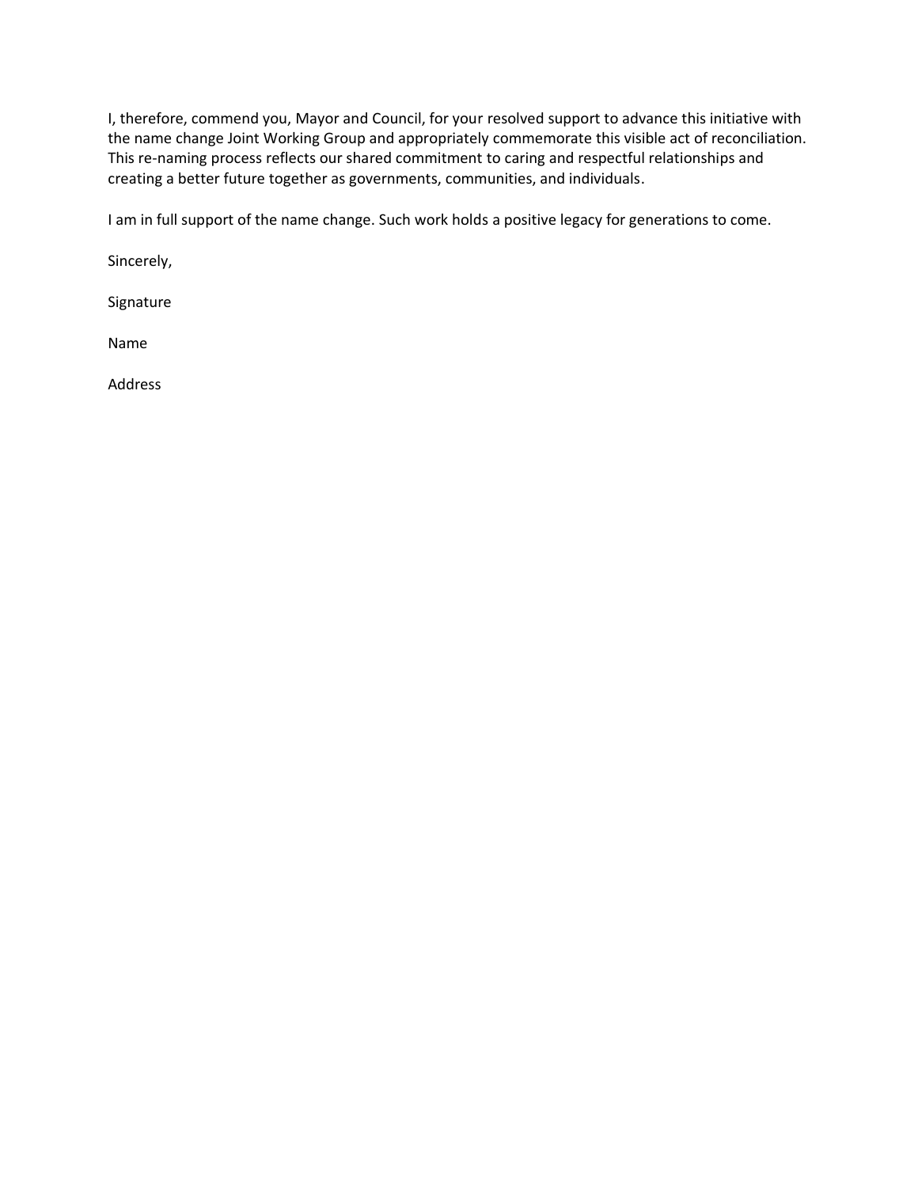I, therefore, commend you, Mayor and Council, for your resolved support to advance this initiative with the name change Joint Working Group and appropriately commemorate this visible act of reconciliation. This re-naming process reflects our shared commitment to caring and respectful relationships and creating a better future together as governments, communities, and individuals.

I am in full support of the name change. Such work holds a positive legacy for generations to come.

Sincerely,

Signature

Name

Address